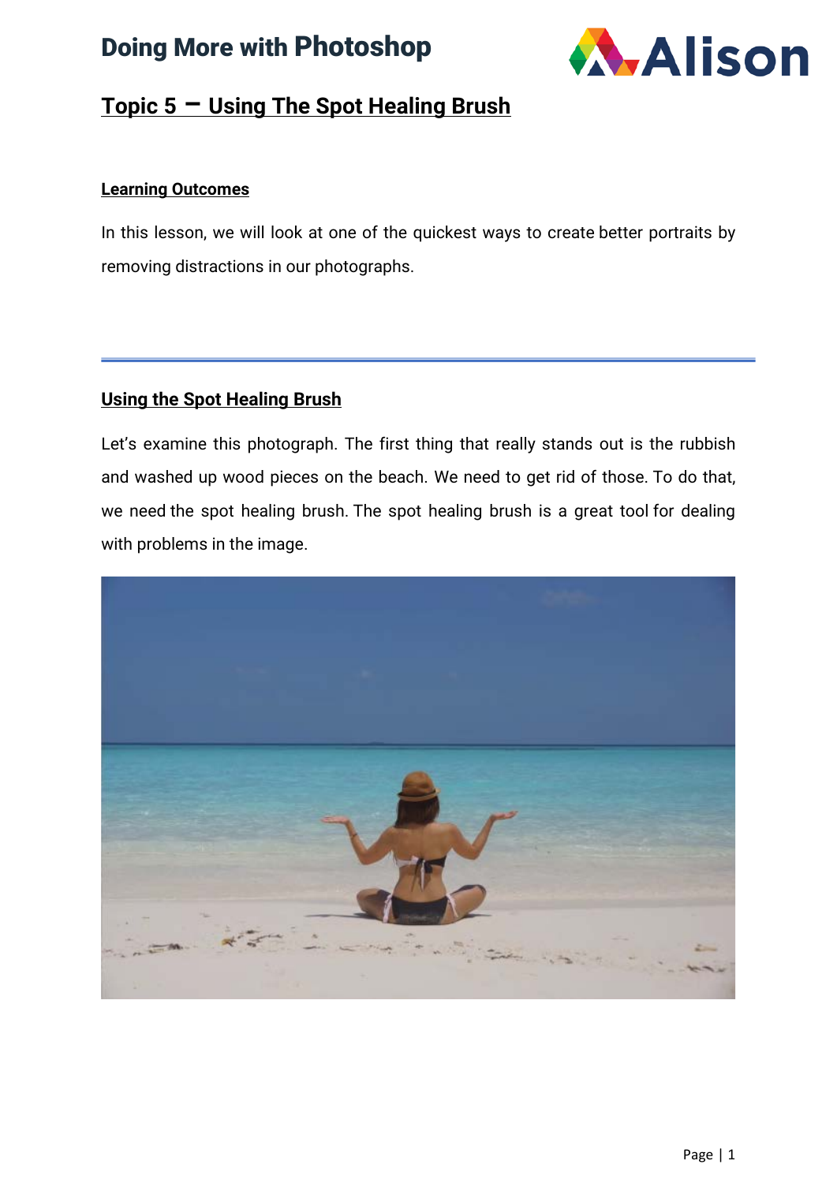# Doing More with Photoshop

## Topic 5 – Using The Spot Healing Brush

### Learning Outcomes

In this lesson, we will look at one of the quickest ways to create better portraits by removing distractions in our photographs.

---

### Using the Spot Healing Brush

Let's examine this photograph. The first thing that really stands out is the rubbish and washed up wood pieces on the beach. We need to get rid of those. To do that, we need the spot healing brush. The spot healing brush is a great tool for dealing with problems in the image.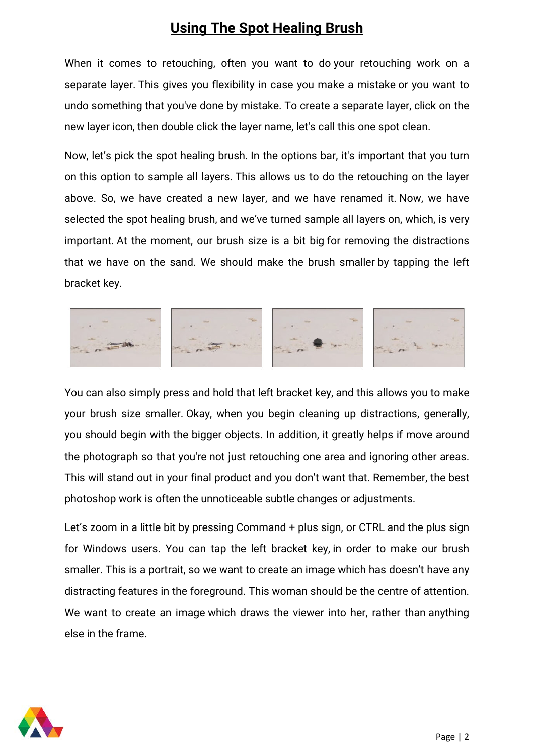## Using The Spot Healing Brush

When it comes to retouching, often you want to do your retouching work on a separate layer. This gives you flexibility in case you make a mistake or you want to undo something that you've done by mistake. To create a separate layer, click on the new layer icon, then double click the layer name, let's call this one spot clean.

Now, let's pick the spot healing brush. In the options bar, it's important that you turn on this option to sample all layers. This allows us to do the retouching on the layer above. So, we have created a new layer, and we have renamed it. Now, we have selected the spot healing brush, and we've turned sample all layers on, which, is very important. At the moment, our brush size is a bit big for removing the distractions that we have on the sand. We should make the brush smaller by tapping the left bracket key.

You can also simply press and hold that left bracket key, and this allows you to make your brush size smaller. Okay, when you begin cleaning up distractions, generally, you should begin with the bigger objects. In addition, it greatly helps if move around the photograph so that you're not just retouching one area and ignoring other areas. This will stand out in your final product and you don't want that. Remember, the best photoshop work is often the unnoticeable subtle changes or adjustments.

Let's zoom in a little bit by pressing Command + plus sign, or CTRL and the plus sign for Windows users. You can tap the left bracket key, in order to make our brush smaller. This is a portrait, so we want to create an image which has doesn't have any distracting features in the foreground. This woman should be the centre of attention. We want to create an image which draws the viewer into her, rather than anything else in the frame.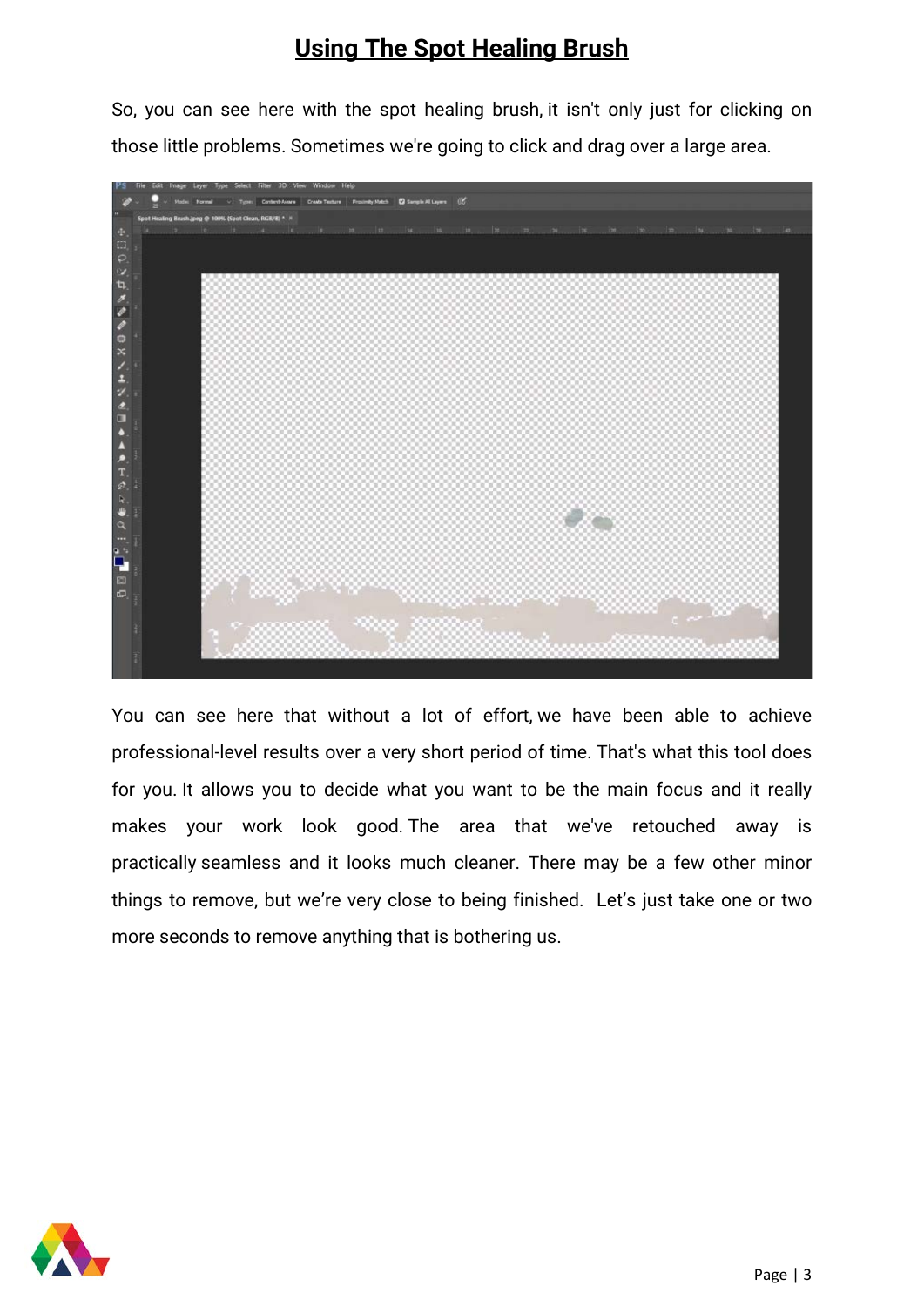# Using The Spot Healing Brush

So, you can see here with the spot healing brush, it isn't only just for clicking on those little problems. Sometimes we're going to click and drag over a large area.

You can see here that without a lot of effort, we have been able to achieve professional-level results over a very short period of time. That's what this tool does for you. It allows you to decide what you want to be the main focus and it really makes your work look good. The area that we've retouched away is practically seamless and it looks much cleaner. There may be a few other minor things to remove, but we're very close to being finished. Let's just take one or two more seconds to remove anything that is bothering us.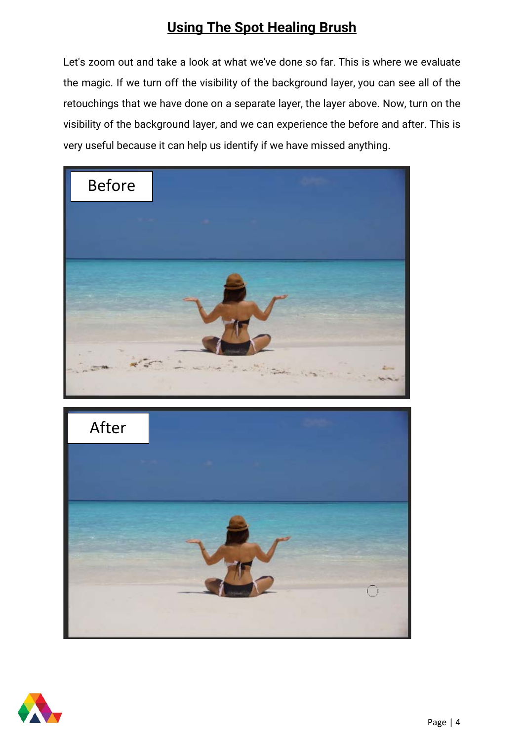## Using The Spot Healing Brush

Let's zoom out and take a look at what we've done so far. This is where we evaluate the magic. If we turn off the visibility of the background layer, you can see all of the retouchings that we have done on a separate layer, the layer above. Now, turn on the visibility of the background layer, and we can experience the before and after. This is very useful because it can help us identify if we have missed anything.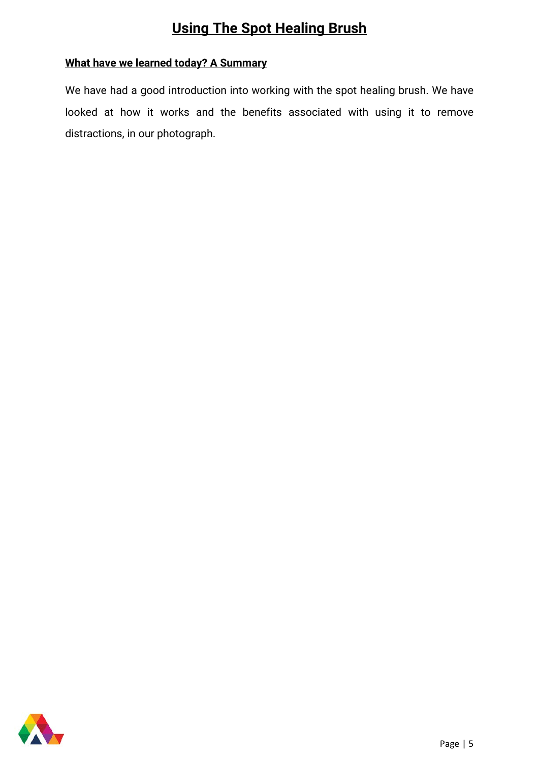# Using The Spot Healing Brush

## What have we learned today? A Summary

We have had a good introduction into working with the spot healing brush. We have looked at how it works and the benefits associated with using it to remove distractions, in our photograph.